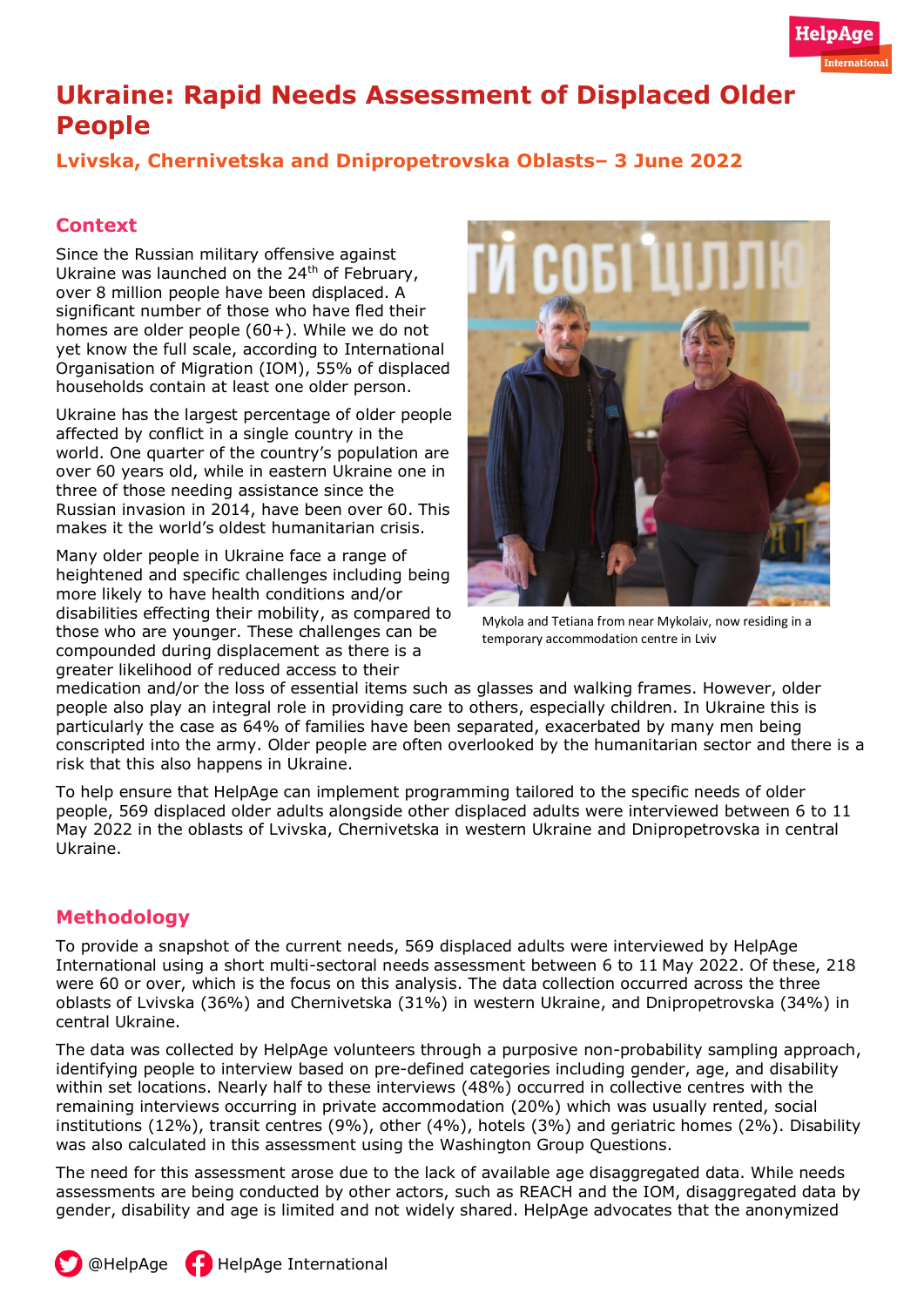# Ukraine: Rapid Needs Assessment of Displaced Older People

### Lvivska, Chernivetska and Dnipropetrovska Oblasts– 3 June 2022

## Context

Since the Russian military offensive against Ukraine was launched on the 24th of February, over 8 million people have been displaced. A significant number of those who have fled their homes are older people (60+). While we do not yet know the full scale, according to International Organisation of Migration (IOM), 55% of displaced households contain at least one older person.

Ukraine has the largest percentage of older people affected by conflict in a single country in the world. One quarter of the country's population are over 60 years old, while in eastern Ukraine one in three of those needing assistance since the Russian invasion in 2014, have been over 60. This makes it the world's oldest humanitarian crisis.

Mykola and Tetiana from near Mykolaiv, now residing in a temporary accommodation centre in Lviv

Many older people in Ukraine face a range of heightened and specific challenges including being more likely to have health conditions and/or disabilities effecting their mobility, as compared to those who are younger. These challenges can be compounded during displacement as there is a greater likelihood of reduced access to their medication and/or the loss of essential items such as glasses and walking frames. However, older people also play an integral role in providing care to others, especially children. In Ukraine this is particularly the case as 64% of families have been separated, exacerbated by many men being conscripted into the army. Older people are often overlooked by the humanitarian sector and there is a risk that this also happens in Ukraine.

To help ensure that HelpAge can implement programming tailored to the specific needs of older people, 569 displaced older adults alongside other displaced adults were interviewed between 6 to 11 May 2022 in the oblasts of Lvivska, Chernivetska in western Ukraine and Dnipropetrovska in central Ukraine.

## Methodology

To provide a snapshot of the current needs, 569 displaced adults were interviewed by HelpAge International using a short multi-sectoral needs assessment between 6 to 11 May 2022. Of these, 218 were 60 or over, which is the focus on this analysis. The data collection occurred across the three oblasts of Lvivska (36%) and Chernivetska (31%) in western Ukraine, and Dnipropetrovska (34%) in central Ukraine.

The data was collected by HelpAge volunteers through a purposive non-probability sampling approach, identifying people to interview based on pre-defined categories including gender, age, and disability within set locations. Nearly half to these interviews (48%) occurred in collective centres with the remaining interviews occurring in private accommodation (20%) which was usually rented, social institutions (12%), transit centres (9%), other (4%), hotels (3%) and geriatric homes (2%). Disability was also calculated in this assessment using the Washington Group Questions.

The need for this assessment arose due to the lack of available age disaggregated data. While needs assessments are being conducted by other actors, such as REACH and the IOM, disaggregated data by gender, disability and age is limited and not widely shared. HelpAge advocates that the anonymized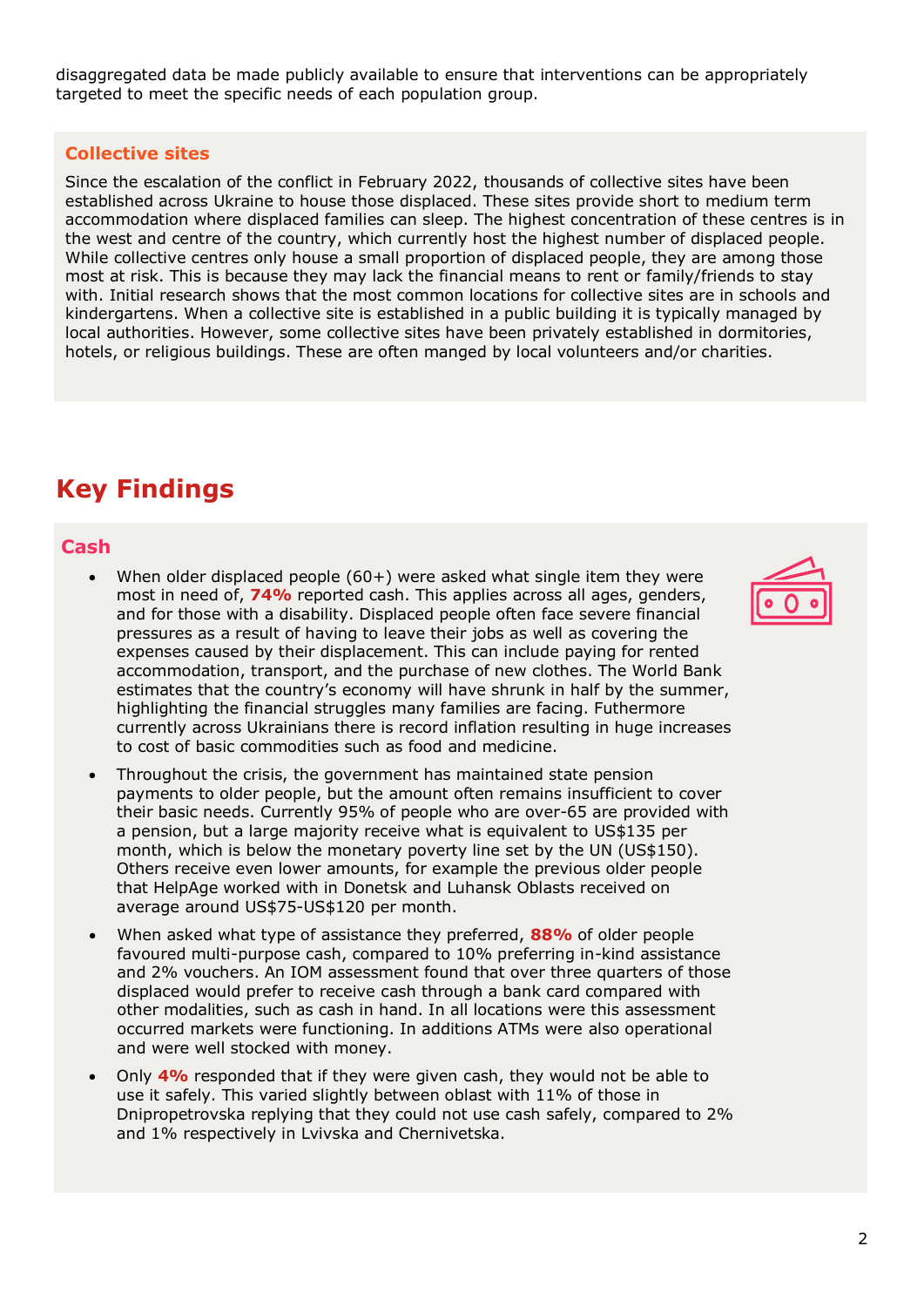disaggregated data be made publicly available to ensure that interventions can be appropriately targeted to meet the specific needs of each population group.

### Collective sites

Since the escalation of the conflict in February 2022, thousands of collective sites have been established across Ukraine to house those displaced. These sites provide short to medium term accommodation where displaced families can sleep. The highest concentration of these centres is in the west and centre of the country, which currently host the highest number of displaced people. While collective centres only house a small proportion of displaced people, they are among those most at risk. This is because they may lack the financial means to rent or family/friends to stay with. Initial research shows that the most common locations for collective sites are in schools and kindergartens. When a collective site is established in a public building it is typically managed by local authorities. However, some collective sites have been privately established in dormitories, hotels, or religious buildings. These are often manged by local volunteers and/or charities.

# Key Findings

## Cash

- When older displaced people (60+) were asked what single item they were most in need of, **74%** reported cash. This applies across all ages, genders, and for those with a disability. Displaced people often face severe financial pressures as a result of having to leave their jobs as well as covering the expenses caused by their displacement. This can include paying for rented accommodation, transport, and the purchase of new clothes. The World Bank estimates that the country's economy will have shrunk in half by the summer, highlighting the financial struggles many families are facing. Futhermore currently across Ukrainians there is record inflation resulting in huge increases to cost of basic commodities such as food and medicine.
- Throughout the crisis, the government has maintained state pension payments to older people, but the amount often remains insufficient to cover their basic needs. Currently 95% of people who are over-65 are provided with a pension, but a large majority receive what is equivalent to US$135 per month, which is below the monetary poverty line set by the UN (US$150). Others receive even lower amounts, for example the previous older people that HelpAge worked with in Donetsk and Luhansk Oblasts received on average around US$75-US$120 per month.
- When asked what type of assistance they preferred, **88%** of older people favoured multi-purpose cash, compared to 10% preferring in-kind assistance and 2% vouchers. An IOM assessment found that over three quarters of those displaced would prefer to receive cash through a bank card compared with other modalities, such as cash in hand. In all locations were this assessment occurred markets were functioning. In additions ATMs were also operational and were well stocked with money.
- Only **4%** responded that if they were given cash, they would not be able to use it safely. This varied slightly between oblast with 11% of those in Dnipropetrovska replying that they could not use cash safely, compared to 2% and 1% respectively in Lvivska and Chernivetska.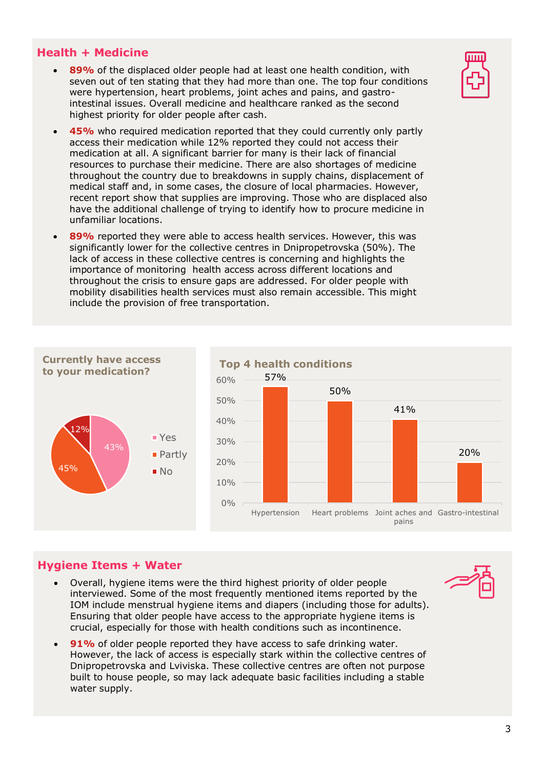## Health + Medicine

- **89%** of the displaced older people had at least one health condition, with seven out of ten stating that they had more than one. The top four conditions were hypertension, heart problems, joint aches and pains, and gastro-intestinal issues. Overall medicine and healthcare ranked as the second highest priority for older people after cash.
- **45%** who required medication reported that they could currently only partly access their medication while 12% reported they could not access their medication at all. A significant barrier for many is their lack of financial resources to purchase their medicine. There are also shortages of medicine throughout the country due to breakdowns in supply chains, displacement of medical staff and, in some cases, the closure of local pharmacies. However, recent report show that supplies are improving. Those who are displaced also have the additional challenge of trying to identify how to procure medicine in unfamiliar locations.
- **89%** reported they were able to access health services. However, this was significantly lower for the collective centres in Dnipropetrovska (50%). The lack of access in these collective centres is concerning and highlights the importance of monitoring health access across different locations and throughout the crisis to ensure gaps are addressed. For older people with mobility disabilities health services must also remain accessible. This might include the provision of free transportation.

**Currently have access to your medication?**

| Response | % |
|---|---|
| Yes | 43% |
| Partly | 45% |
| No | 12% |

**Top 4 health conditions**

| Condition | % |
|---|---|
| Hypertension | 57% |
| Heart problems | 50% |
| Joint aches and pains | 41% |
| Gastro-intestinal | 20% |

## Hygiene Items + Water

- Overall, hygiene items were the third highest priority of older people interviewed. Some of the most frequently mentioned items reported by the IOM include menstrual hygiene items and diapers (including those for adults). Ensuring that older people have access to the appropriate hygiene items is crucial, especially for those with health conditions such as incontinence.
- **91%** of older people reported they have access to safe drinking water. However, the lack of access is especially stark within the collective centres of Dnipropetrovska and Lviviska. These collective centres are often not purpose built to house people, so may lack adequate basic facilities including a stable water supply.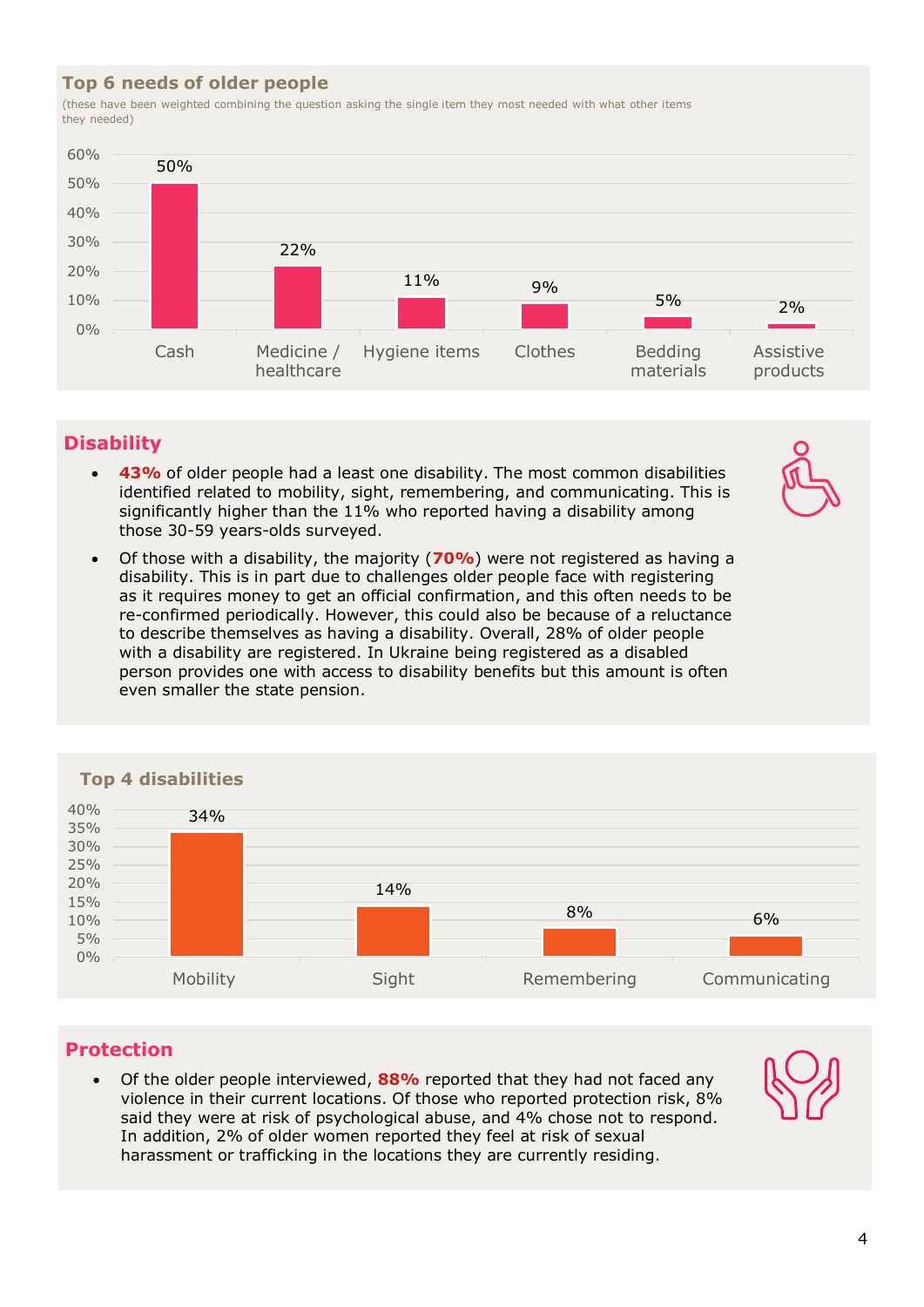## Top 6 needs of older people

(these have been weighted combining the question asking the single item they most needed with what other items they needed)

| Need | % |
|---|---|
| Cash | 50% |
| Medicine / healthcare | 22% |
| Hygiene items | 11% |
| Clothes | 9% |
| Bedding materials | 5% |
| Assistive products | 2% |

## Disability

- **43%** of older people had a least one disability. The most common disabilities identified related to mobility, sight, remembering, and communicating. This is significantly higher than the 11% who reported having a disability among those 30-59 years-olds surveyed.
- Of those with a disability, the majority (**70%**) were not registered as having a disability. This is in part due to challenges older people face with registering as it requires money to get an official confirmation, and this often needs to be re-confirmed periodically. However, this could also be because of a reluctance to describe themselves as having a disability. Overall, 28% of older people with a disability are registered. In Ukraine being registered as a disabled person provides one with access to disability benefits but this amount is often even smaller the state pension.

## Top 4 disabilities

| Disability | % |
|---|---|
| Mobility | 34% |
| Sight | 14% |
| Remembering | 8% |
| Communicating | 6% |

## Protection

- Of the older people interviewed, **88%** reported that they had not faced any violence in their current locations. Of those who reported protection risk, 8% said they were at risk of psychological abuse, and 4% chose not to respond. In addition, 2% of older women reported they feel at risk of sexual harassment or trafficking in the locations they are currently residing.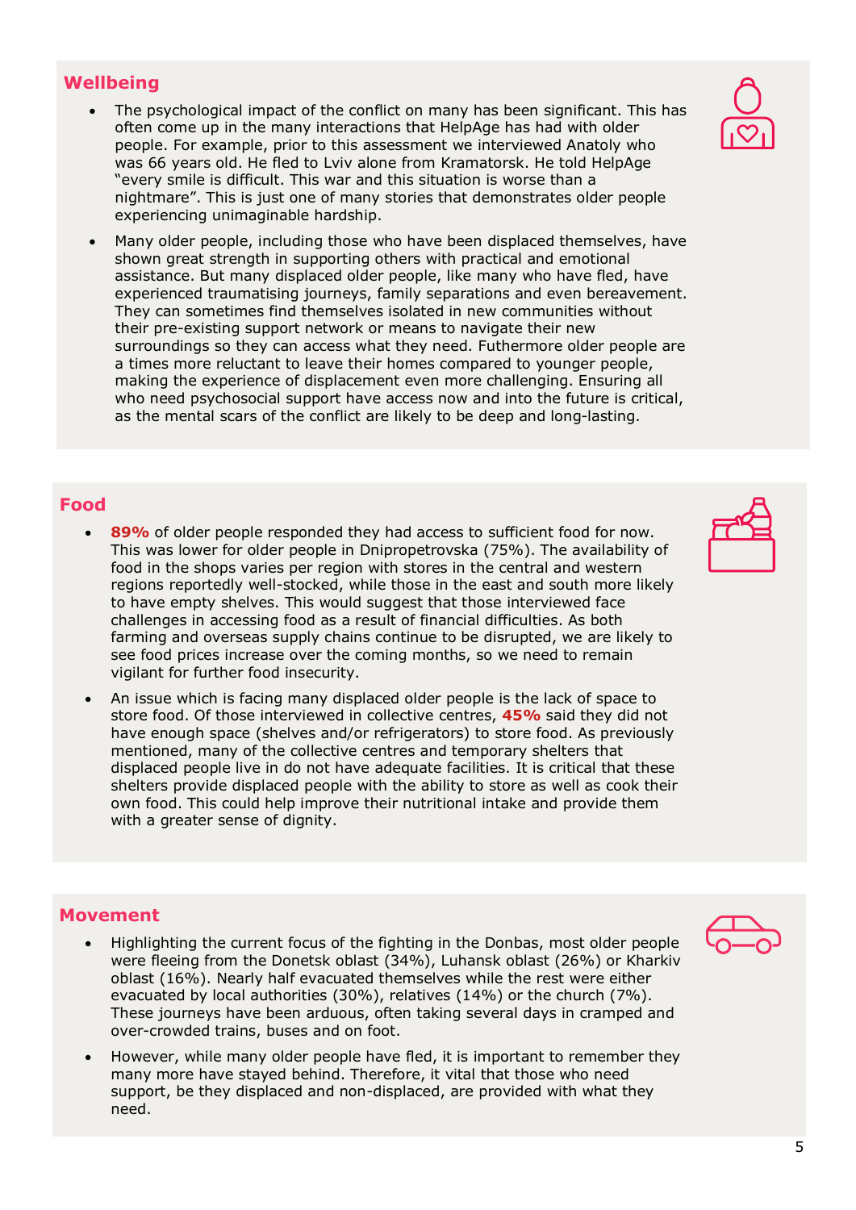## Wellbeing

- The psychological impact of the conflict on many has been significant. This has often come up in the many interactions that HelpAge has had with older people. For example, prior to this assessment we interviewed Anatoly who was 66 years old. He fled to Lviv alone from Kramatorsk. He told HelpAge "every smile is difficult. This war and this situation is worse than a nightmare". This is just one of many stories that demonstrates older people experiencing unimaginable hardship.
- Many older people, including those who have been displaced themselves, have shown great strength in supporting others with practical and emotional assistance. But many displaced older people, like many who have fled, have experienced traumatising journeys, family separations and even bereavement. They can sometimes find themselves isolated in new communities without their pre-existing support network or means to navigate their new surroundings so they can access what they need. Futhermore older people are a times more reluctant to leave their homes compared to younger people, making the experience of displacement even more challenging. Ensuring all who need psychosocial support have access now and into the future is critical, as the mental scars of the conflict are likely to be deep and long-lasting.

## Food

- **89%** of older people responded they had access to sufficient food for now. This was lower for older people in Dnipropetrovska (75%). The availability of food in the shops varies per region with stores in the central and western regions reportedly well-stocked, while those in the east and south more likely to have empty shelves. This would suggest that those interviewed face challenges in accessing food as a result of financial difficulties. As both farming and overseas supply chains continue to be disrupted, we are likely to see food prices increase over the coming months, so we need to remain vigilant for further food insecurity.
- An issue which is facing many displaced older people is the lack of space to store food. Of those interviewed in collective centres, **45%** said they did not have enough space (shelves and/or refrigerators) to store food. As previously mentioned, many of the collective centres and temporary shelters that displaced people live in do not have adequate facilities. It is critical that these shelters provide displaced people with the ability to store as well as cook their own food. This could help improve their nutritional intake and provide them with a greater sense of dignity.

## Movement

- Highlighting the current focus of the fighting in the Donbas, most older people were fleeing from the Donetsk oblast (34%), Luhansk oblast (26%) or Kharkiv oblast (16%). Nearly half evacuated themselves while the rest were either evacuated by local authorities (30%), relatives (14%) or the church (7%). These journeys have been arduous, often taking several days in cramped and over-crowded trains, buses and on foot.
- However, while many older people have fled, it is important to remember they many more have stayed behind. Therefore, it vital that those who need support, be they displaced and non-displaced, are provided with what they need.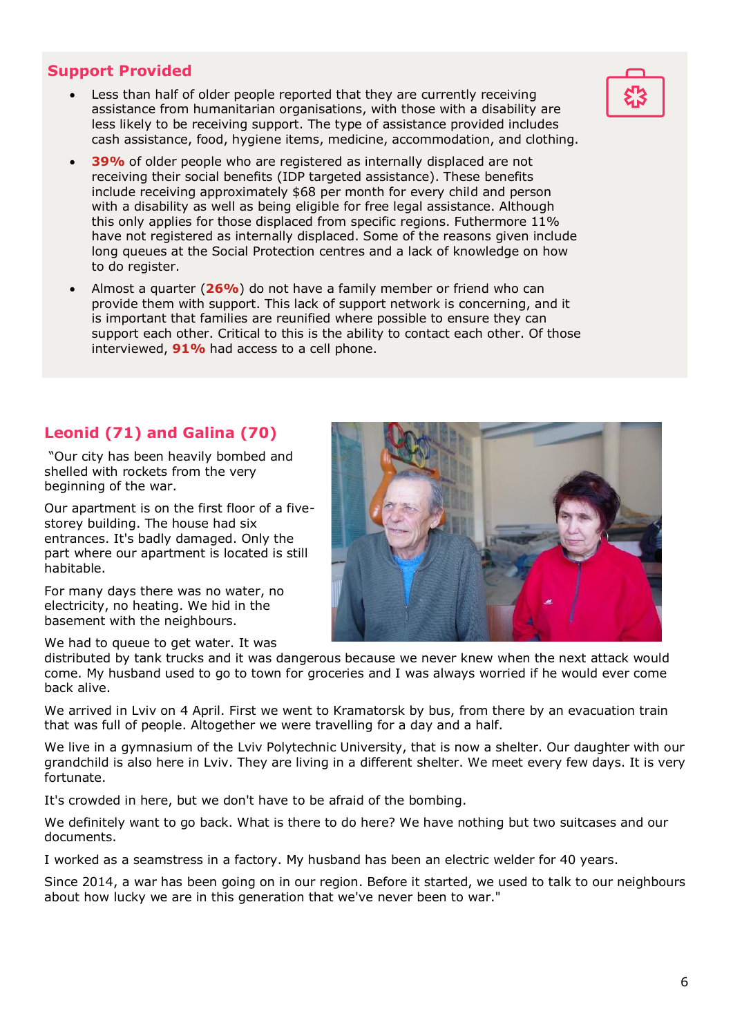## Support Provided

- Less than half of older people reported that they are currently receiving assistance from humanitarian organisations, with those with a disability are less likely to be receiving support. The type of assistance provided includes cash assistance, food, hygiene items, medicine, accommodation, and clothing.
- **39%** of older people who are registered as internally displaced are not receiving their social benefits (IDP targeted assistance). These benefits include receiving approximately $68 per month for every child and person with a disability as well as being eligible for free legal assistance. Although this only applies for those displaced from specific regions. Futhermore 11% have not registered as internally displaced. Some of the reasons given include long queues at the Social Protection centres and a lack of knowledge on how to do register.
- Almost a quarter (**26%**) do not have a family member or friend who can provide them with support. This lack of support network is concerning, and it is important that families are reunified where possible to ensure they can support each other. Critical to this is the ability to contact each other. Of those interviewed, **91%** had access to a cell phone.

## Leonid (71) and Galina (70)

"Our city has been heavily bombed and shelled with rockets from the very beginning of the war.

Our apartment is on the first floor of a five-storey building. The house had six entrances. It's badly damaged. Only the part where our apartment is located is still habitable.

For many days there was no water, no electricity, no heating. We hid in the basement with the neighbours.

We had to queue to get water. It was distributed by tank trucks and it was dangerous because we never knew when the next attack would come. My husband used to go to town for groceries and I was always worried if he would ever come back alive.

We arrived in Lviv on 4 April. First we went to Kramatorsk by bus, from there by an evacuation train that was full of people. Altogether we were travelling for a day and a half.

We live in a gymnasium of the Lviv Polytechnic University, that is now a shelter. Our daughter with our grandchild is also here in Lviv. They are living in a different shelter. We meet every few days. It is very fortunate.

It's crowded in here, but we don't have to be afraid of the bombing.

We definitely want to go back. What is there to do here? We have nothing but two suitcases and our documents.

I worked as a seamstress in a factory. My husband has been an electric welder for 40 years.

Since 2014, a war has been going on in our region. Before it started, we used to talk to our neighbours about how lucky we are in this generation that we've never been to war."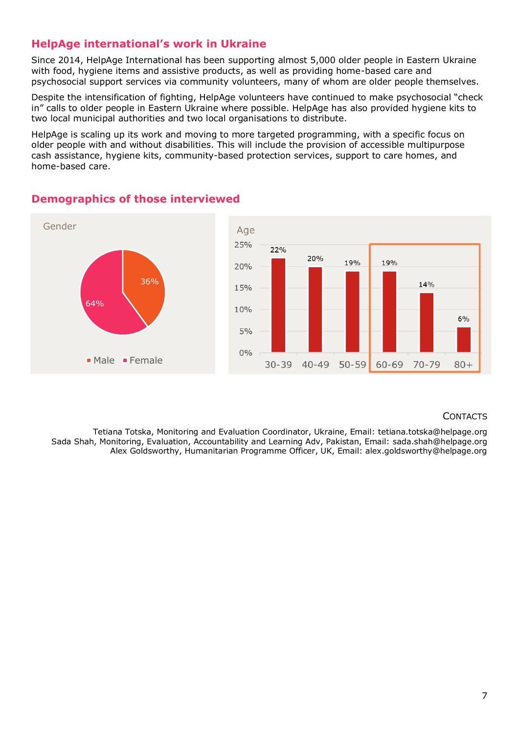## HelpAge international's work in Ukraine

Since 2014, HelpAge International has been supporting almost 5,000 older people in Eastern Ukraine with food, hygiene items and assistive products, as well as providing home-based care and psychosocial support services via community volunteers, many of whom are older people themselves.

Despite the intensification of fighting, HelpAge volunteers have continued to make psychosocial "check in" calls to older people in Eastern Ukraine where possible. HelpAge has also provided hygiene kits to two local municipal authorities and two local organisations to distribute.

HelpAge is scaling up its work and moving to more targeted programming, with a specific focus on older people with and without disabilities. This will include the provision of accessible multipurpose cash assistance, hygiene kits, community-based protection services, support to care homes, and home-based care.

## Demographics of those interviewed

Gender

36%

64%

Male  Female

Age

25%
20%
15%
10%
5%
0%

22%
20%
19%
19%
14%
6%

30-39  40-49  50-59  60-69  70-79  80+

CONTACTS

Tetiana Totska, Monitoring and Evaluation Coordinator, Ukraine, Email: tetiana.totska@helpage.org
Sada Shah, Monitoring, Evaluation, Accountability and Learning Adv, Pakistan, Email: sada.shah@helpage.org
Alex Goldsworthy, Humanitarian Programme Officer, UK, Email: alex.goldsworthy@helpage.org